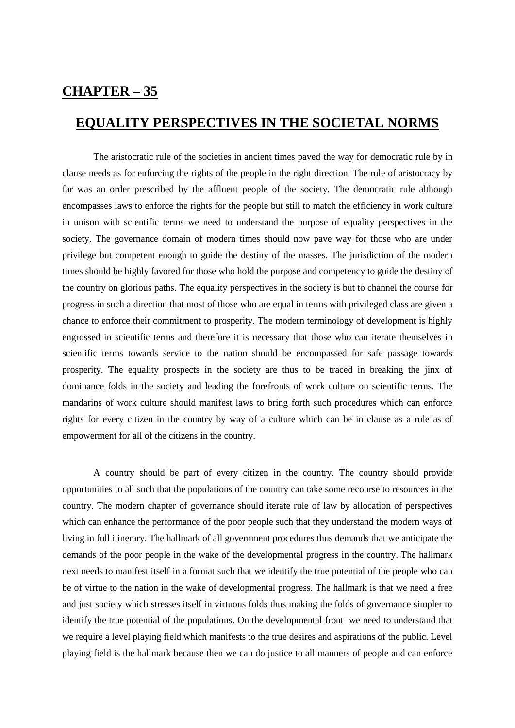# CHAPTER – 35

## EQUALITY PERSPECTIVES IN THE SOCIETAL NORMS

The aristocratic rule of the societies in ancient times paved the way for democratic rule by in clause needs as for enforcing the rights of the people in the right direction. The rule of aristocracy by far was an order prescribed by the affluent people of the society. The democratic rule although encompasses laws to enforce the rights for the people but still to match the efficiency in work culture in unison with scientific terms we need to understand the purpose of equality perspectives in the society. The governance domain of modern times should now pave way for those who are under privilege but competent enough to guide the destiny of the masses. The jurisdiction of the modern times should be highly favored for those who hold the purpose and competency to guide the destiny of the country on glorious paths. The equality perspectives in the society is but to channel the course for progress in such a direction that most of those who are equal in terms with privileged class are given a chance to enforce their commitment to prosperity. The modern terminology of development is highly engrossed in scientific terms and therefore it is necessary that those who can iterate themselves in scientific terms towards service to the nation should be encompassed for safe passage towards prosperity. The equality prospects in the society are thus to be traced in breaking the jinx of dominance folds in the society and leading the forefronts of work culture on scientific terms. The mandarins of work culture should manifest laws to bring forth such procedures which can enforce rights for every citizen in the country by way of a culture which can be in clause as a rule as of empowerment for all of the citizens in the country.

A country should be part of every citizen in the country. The country should provide opportunities to all such that the populations of the country can take some recourse to resources in the country. The modern chapter of governance should iterate rule of law by allocation of perspectives which can enhance the performance of the poor people such that they understand the modern ways of living in full itinerary. The hallmark of all government procedures thus demands that we anticipate the demands of the poor people in the wake of the developmental progress in the country. The hallmark next needs to manifest itself in a format such that we identify the true potential of the people who can be of virtue to the nation in the wake of developmental progress. The hallmark is that we need a free and just society which stresses itself in virtuous folds thus making the folds of governance simpler to identify the true potential of the populations. On the developmental front we need to understand that we require a level playing field which manifests to the true desires and aspirations of the public. Level playing field is the hallmark because then we can do justice to all manners of people and can enforce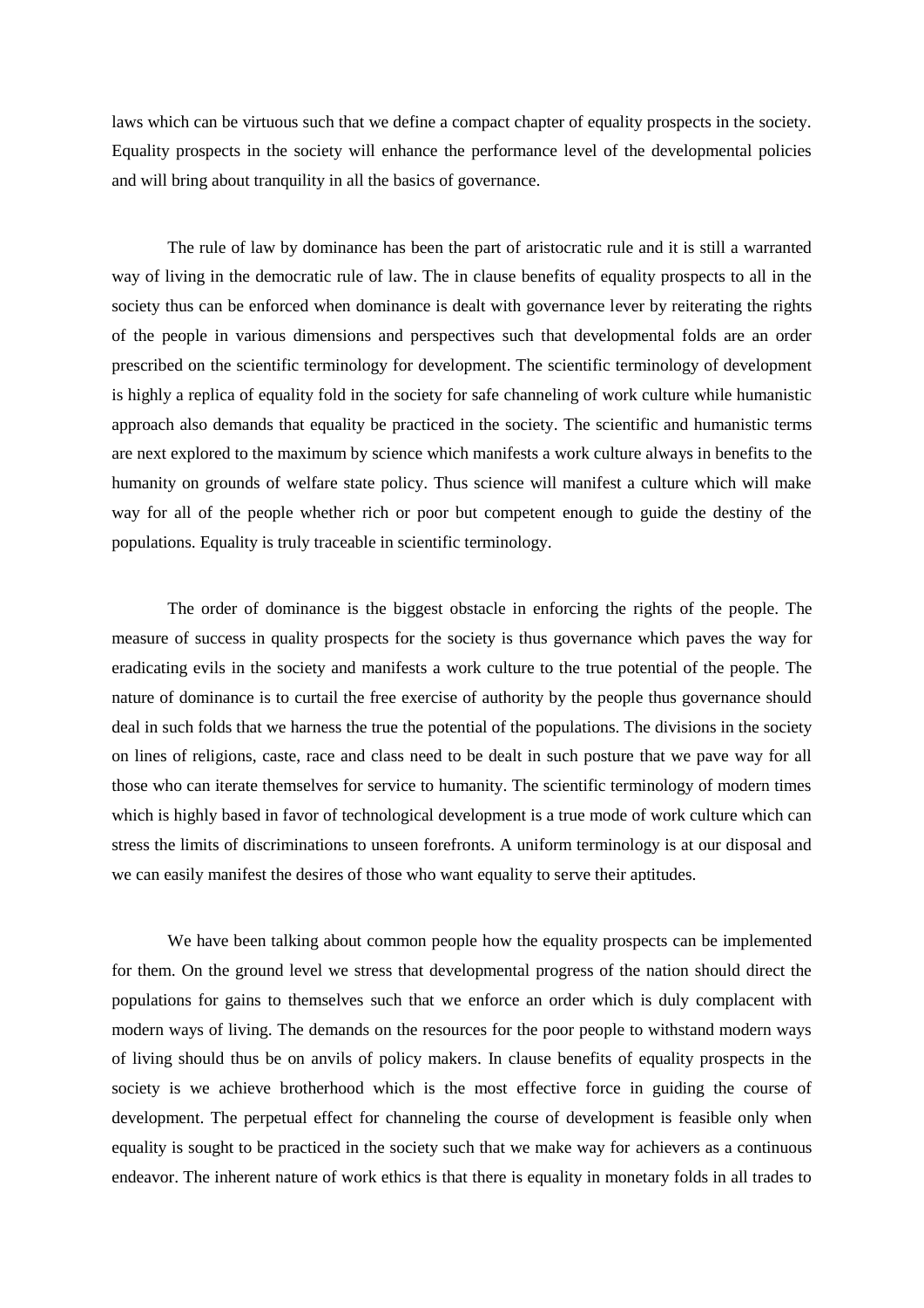laws which can be virtuous such that we define a compact chapter of equality prospects in the society. Equality prospects in the society will enhance the performance level of the developmental policies and will bring about tranquility in all the basics of governance.

The rule of law by dominance has been the part of aristocratic rule and it is still a warranted way of living in the democratic rule of law. The in clause benefits of equality prospects to all in the society thus can be enforced when dominance is dealt with governance lever by reiterating the rights of the people in various dimensions and perspectives such that developmental folds are an order prescribed on the scientific terminology for development. The scientific terminology of development is highly a replica of equality fold in the society for safe channeling of work culture while humanistic approach also demands that equality be practiced in the society. The scientific and humanistic terms are next explored to the maximum by science which manifests a work culture always in benefits to the humanity on grounds of welfare state policy. Thus science will manifest a culture which will make way for all of the people whether rich or poor but competent enough to guide the destiny of the populations. Equality is truly traceable in scientific terminology.

The order of dominance is the biggest obstacle in enforcing the rights of the people. The measure of success in quality prospects for the society is thus governance which paves the way for eradicating evils in the society and manifests a work culture to the true potential of the people. The nature of dominance is to curtail the free exercise of authority by the people thus governance should deal in such folds that we harness the true the potential of the populations. The divisions in the society on lines of religions, caste, race and class need to be dealt in such posture that we pave way for all those who can iterate themselves for service to humanity. The scientific terminology of modern times which is highly based in favor of technological development is a true mode of work culture which can stress the limits of discriminations to unseen forefronts. A uniform terminology is at our disposal and we can easily manifest the desires of those who want equality to serve their aptitudes.

We have been talking about common people how the equality prospects can be implemented for them. On the ground level we stress that developmental progress of the nation should direct the populations for gains to themselves such that we enforce an order which is duly complacent with modern ways of living. The demands on the resources for the poor people to withstand modern ways of living should thus be on anvils of policy makers. In clause benefits of equality prospects in the society is we achieve brotherhood which is the most effective force in guiding the course of development. The perpetual effect for channeling the course of development is feasible only when equality is sought to be practiced in the society such that we make way for achievers as a continuous endeavor. The inherent nature of work ethics is that there is equality in monetary folds in all trades to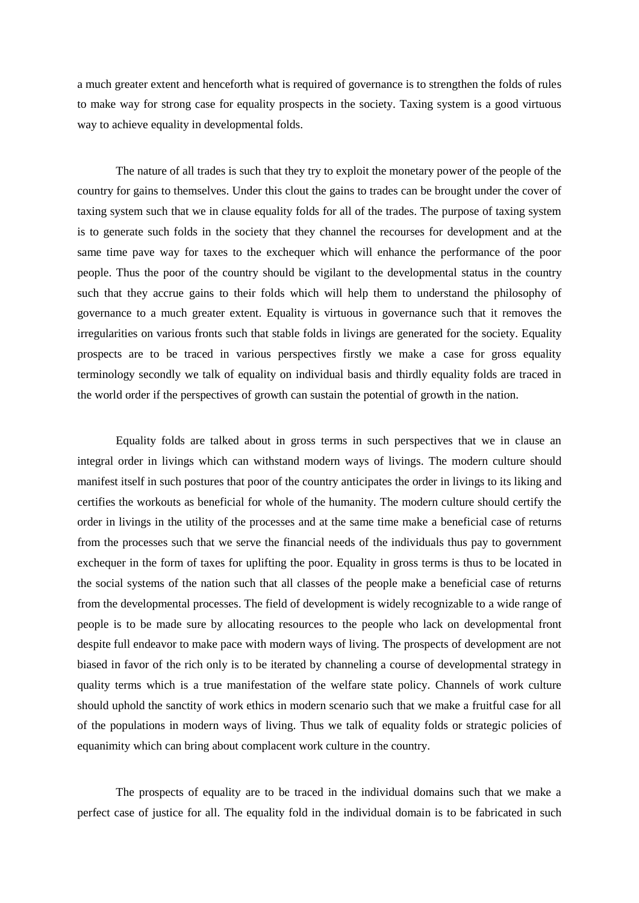a much greater extent and henceforth what is required of governance is to strengthen the folds of rules to make way for strong case for equality prospects in the society. Taxing system is a good virtuous way to achieve equality in developmental folds.

The nature of all trades is such that they try to exploit the monetary power of the people of the country for gains to themselves. Under this clout the gains to trades can be brought under the cover of taxing system such that we in clause equality folds for all of the trades. The purpose of taxing system is to generate such folds in the society that they channel the recourses for development and at the same time pave way for taxes to the exchequer which will enhance the performance of the poor people. Thus the poor of the country should be vigilant to the developmental status in the country such that they accrue gains to their folds which will help them to understand the philosophy of governance to a much greater extent. Equality is virtuous in governance such that it removes the irregularities on various fronts such that stable folds in livings are generated for the society. Equality prospects are to be traced in various perspectives firstly we make a case for gross equality terminology secondly we talk of equality on individual basis and thirdly equality folds are traced in the world order if the perspectives of growth can sustain the potential of growth in the nation.

Equality folds are talked about in gross terms in such perspectives that we in clause an integral order in livings which can withstand modern ways of livings. The modern culture should manifest itself in such postures that poor of the country anticipates the order in livings to its liking and certifies the workouts as beneficial for whole of the humanity. The modern culture should certify the order in livings in the utility of the processes and at the same time make a beneficial case of returns from the processes such that we serve the financial needs of the individuals thus pay to government exchequer in the form of taxes for uplifting the poor. Equality in gross terms is thus to be located in the social systems of the nation such that all classes of the people make a beneficial case of returns from the developmental processes. The field of development is widely recognizable to a wide range of people is to be made sure by allocating resources to the people who lack on developmental front despite full endeavor to make pace with modern ways of living. The prospects of development are not biased in favor of the rich only is to be iterated by channeling a course of developmental strategy in quality terms which is a true manifestation of the welfare state policy. Channels of work culture should uphold the sanctity of work ethics in modern scenario such that we make a fruitful case for all of the populations in modern ways of living. Thus we talk of equality folds or strategic policies of equanimity which can bring about complacent work culture in the country.

The prospects of equality are to be traced in the individual domains such that we make a perfect case of justice for all. The equality fold in the individual domain is to be fabricated in such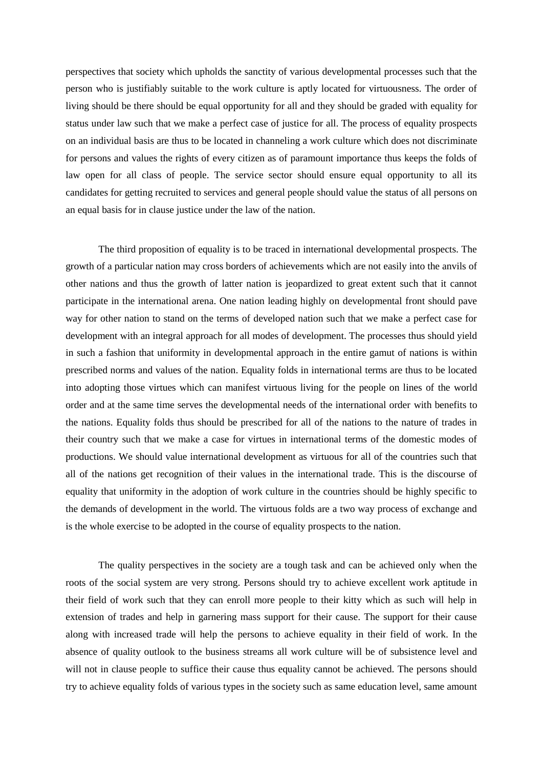perspectives that society which upholds the sanctity of various developmental processes such that the person who is justifiably suitable to the work culture is aptly located for virtuousness. The order of living should be there should be equal opportunity for all and they should be graded with equality for status under law such that we make a perfect case of justice for all. The process of equality prospects on an individual basis are thus to be located in channeling a work culture which does not discriminate for persons and values the rights of every citizen as of paramount importance thus keeps the folds of law open for all class of people. The service sector should ensure equal opportunity to all its candidates for getting recruited to services and general people should value the status of all persons on an equal basis for in clause justice under the law of the nation.

The third proposition of equality is to be traced in international developmental prospects. The growth of a particular nation may cross borders of achievements which are not easily into the anvils of other nations and thus the growth of latter nation is jeopardized to great extent such that it cannot participate in the international arena. One nation leading highly on developmental front should pave way for other nation to stand on the terms of developed nation such that we make a perfect case for development with an integral approach for all modes of development. The processes thus should yield in such a fashion that uniformity in developmental approach in the entire gamut of nations is within prescribed norms and values of the nation. Equality folds in international terms are thus to be located into adopting those virtues which can manifest virtuous living for the people on lines of the world order and at the same time serves the developmental needs of the international order with benefits to the nations. Equality folds thus should be prescribed for all of the nations to the nature of trades in their country such that we make a case for virtues in international terms of the domestic modes of productions. We should value international development as virtuous for all of the countries such that all of the nations get recognition of their values in the international trade. This is the discourse of equality that uniformity in the adoption of work culture in the countries should be highly specific to the demands of development in the world. The virtuous folds are a two way process of exchange and is the whole exercise to be adopted in the course of equality prospects to the nation.

The quality perspectives in the society are a tough task and can be achieved only when the roots of the social system are very strong. Persons should try to achieve excellent work aptitude in their field of work such that they can enroll more people to their kitty which as such will help in extension of trades and help in garnering mass support for their cause. The support for their cause along with increased trade will help the persons to achieve equality in their field of work. In the absence of quality outlook to the business streams all work culture will be of subsistence level and will not in clause people to suffice their cause thus equality cannot be achieved. The persons should try to achieve equality folds of various types in the society such as same education level, same amount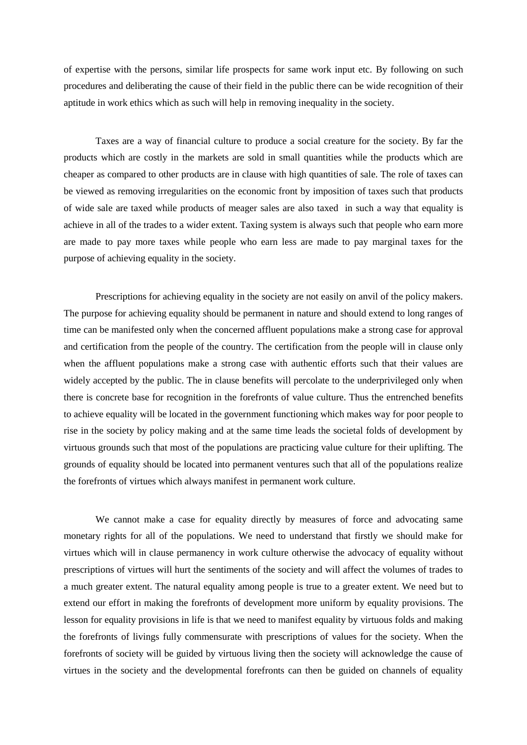of expertise with the persons, similar life prospects for same work input etc. By following on such procedures and deliberating the cause of their field in the public there can be wide recognition of their aptitude in work ethics which as such will help in removing inequality in the society.

Taxes are a way of financial culture to produce a social creature for the society. By far the products which are costly in the markets are sold in small quantities while the products which are cheaper as compared to other products are in clause with high quantities of sale. The role of taxes can be viewed as removing irregularities on the economic front by imposition of taxes such that products of wide sale are taxed while products of meager sales are also taxed in such a way that equality is achieve in all of the trades to a wider extent. Taxing system is always such that people who earn more are made to pay more taxes while people who earn less are made to pay marginal taxes for the purpose of achieving equality in the society.

Prescriptions for achieving equality in the society are not easily on anvil of the policy makers. The purpose for achieving equality should be permanent in nature and should extend to long ranges of time can be manifested only when the concerned affluent populations make a strong case for approval and certification from the people of the country. The certification from the people will in clause only when the affluent populations make a strong case with authentic efforts such that their values are widely accepted by the public. The in clause benefits will percolate to the underprivileged only when there is concrete base for recognition in the forefronts of value culture. Thus the entrenched benefits to achieve equality will be located in the government functioning which makes way for poor people to rise in the society by policy making and at the same time leads the societal folds of development by virtuous grounds such that most of the populations are practicing value culture for their uplifting. The grounds of equality should be located into permanent ventures such that all of the populations realize the forefronts of virtues which always manifest in permanent work culture.

We cannot make a case for equality directly by measures of force and advocating same monetary rights for all of the populations. We need to understand that firstly we should make for virtues which will in clause permanency in work culture otherwise the advocacy of equality without prescriptions of virtues will hurt the sentiments of the society and will affect the volumes of trades to a much greater extent. The natural equality among people is true to a greater extent. We need but to extend our effort in making the forefronts of development more uniform by equality provisions. The lesson for equality provisions in life is that we need to manifest equality by virtuous folds and making the forefronts of livings fully commensurate with prescriptions of values for the society. When the forefronts of society will be guided by virtuous living then the society will acknowledge the cause of virtues in the society and the developmental forefronts can then be guided on channels of equality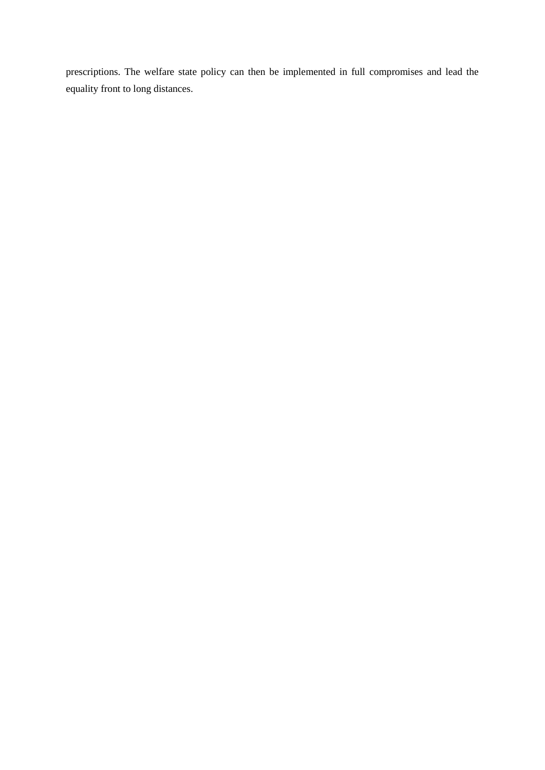prescriptions. The welfare state policy can then be implemented in full compromises and lead the equality front to long distances.